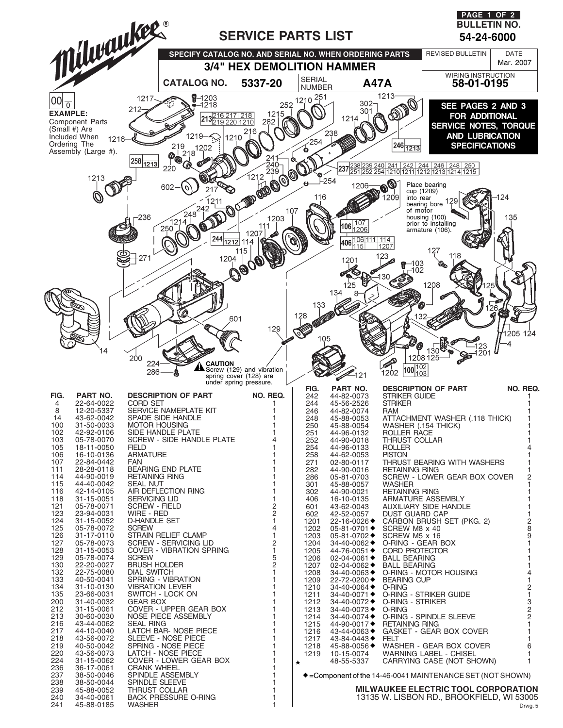**PAGE 1 OF 2**

**BULLETIN NO. 54-24-6000**

# SERVICE PARTS LIST

**SPECIFY CATALOG NO. AND SERIAL NO. WHEN ORDERING PARTS**

## 3/4" HEX DEMOLITION HAMMER

| CATALOG NO. | 5337-20 | SERIAL NUMBER | A47A |
|---|---|---|---|

| REVISED BULLETIN | DATE |
|---|---|
| | Mar. 2007 |

WIRING INSTRUCTION 58-01-0195

**EXAMPLE:** Component Parts (Small #) Are Included When Ordering The Assembly (Large #).

**SEE PAGES 2 AND 3 FOR ADDITIONAL SERVICE NOTES, TORQUE AND LUBRICATION SPECIFICATIONS**

Place bearing cup (1209) into rear bearing bore of motor housing (100) prior to installing armature (106).

**CAUTION** Screw (129) and vibration spring cover (128) are under spring pressure.

| FIG. | PART NO. | DESCRIPTION OF PART | NO. REQ. |
|---|---|---|---|
| 4 | 22-64-0022 | CORD SET | 1 |
| 8 | 12-20-5337 | SERVICE NAMEPLATE KIT | 1 |
| 14 | 43-62-0042 | SPADE SIDE HANDLE | 1 |
| 100 | 31-50-0033 | MOTOR HOUSING | 1 |
| 102 | 42-92-0106 | SIDE HANDLE PLATE | 1 |
| 103 | 05-78-0070 | SCREW - SIDE HANDLE PLATE | 4 |
| 105 | 18-11-0050 | FIELD | 1 |
| 106 | 16-10-0136 | ARMATURE | 1 |
| 107 | 22-84-0442 | FAN | 1 |
| 111 | 28-28-0118 | BEARING END PLATE | 1 |
| 114 | 44-90-0019 | RETAINING RING | 1 |
| 115 | 44-40-0042 | SEAL NUT | 1 |
| 116 | 42-14-0105 | AIR DEFLECTION RING | 1 |
| 118 | 31-15-0051 | SERVICING LID | 1 |
| 121 | 05-78-0071 | SCREW - FIELD | 2 |
| 123 | 23-94-0031 | WIRE - RED | 2 |
| 124 | 31-15-0052 | D-HANDLE SET | 1 |
| 125 | 05-78-0072 | SCREW | 4 |
| 126 | 31-17-0110 | STRAIN RELIEF CLAMP | 1 |
| 127 | 05-78-0073 | SCREW - SERVICING LID | 2 |
| 128 | 31-15-0053 | COVER - VIBRATION SPRING | 1 |
| 129 | 05-78-0074 | SCREW | 5 |
| 130 | 22-20-0027 | BRUSH HOLDER | 2 |
| 132 | 22-75-0080 | DIAL SWITCH | 1 |
| 133 | 40-50-0041 | SPRING - VIBRATION | 1 |
| 134 | 31-10-0130 | VIBRATION LEVER | 1 |
| 135 | 23-66-0031 | SWITCH - LOCK ON | 1 |
| 200 | 31-40-0032 | GEAR BOX | 1 |
| 212 | 31-15-0061 | COVER - UPPER GEAR BOX | 1 |
| 213 | 30-60-0030 | NOSE PIECE ASSEMBLY | 1 |
| 216 | 43-44-0062 | SEAL RING | 1 |
| 217 | 44-10-0040 | LATCH BAR- NOSE PIECE | 1 |
| 218 | 43-56-0072 | SLEEVE - NOSE PIECE | 1 |
| 219 | 40-50-0042 | SPRING - NOSE PIECE | 1 |
| 220 | 43-56-0073 | LATCH - NOSE PIECE | 1 |
| 224 | 31-15-0062 | COVER - LOWER GEAR BOX | 1 |
| 236 | 36-17-0061 | CRANK WHEEL | 1 |
| 237 | 38-50-0046 | SPINDLE ASSEMBLY | 1 |
| 238 | 38-50-0044 | SPINDLE SLEEVE | 1 |
| 239 | 45-88-0052 | THRUST COLLAR | 1 |
| 240 | 34-40-0061 | BACK PRESSURE O-RING | 1 |
| 241 | 45-88-0185 | WASHER | 1 |
| 242 | 44-82-0073 | STRIKER GUIDE | 1 |
| 244 | 45-56-2526 | STRIKER | 1 |
| 246 | 44-82-0074 | RAM | 1 |
| 248 | 45-88-0053 | ATTACHMENT WASHER (.118 THICK) | 1 |
| 250 | 45-88-0054 | WASHER (.154 THICK) | 1 |
| 251 | 44-96-0132 | ROLLER RACE | 1 |
| 252 | 44-90-0018 | THRUST COLLAR | 1 |
| 254 | 44-96-0133 | ROLLER | 4 |
| 258 | 44-62-0053 | PISTON | 1 |
| 271 | 02-80-0117 | THRUST BEARING WITH WASHERS | 1 |
| 282 | 44-90-0016 | RETAINING RING | 1 |
| 286 | 05-81-0703 | SCREW - LOWER GEAR BOX COVER | 2 |
| 301 | 45-88-0057 | WASHER | 1 |
| 302 | 44-90-0021 | RETAINING RING | 1 |
| 406 | 16-10-0135 | ARMATURE ASSEMBLY | 1 |
| 601 | 43-62-0043 | AUXILIARY SIDE HANDLE | 1 |
| 602 | 42-52-0057 | DUST GUARD CAP | 1 |
| 1201 | 22-16-0026 ◆ | CARBON BRUSH SET (PKG. 2) | 2 |
| 1202 | 05-81-0701 ◆ | SCREW M8 x 40 | 8 |
| 1203 | 05-81-0702 ◆ | SCREW M5 x 16 | 9 |
| 1204 | 34-40-0062 ◆ | O-RING - GEAR BOX | 1 |
| 1205 | 44-76-0051 ◆ | CORD PROTECTOR | 1 |
| 1206 | 02-04-0061 ◆ | BALL BEARING | 1 |
| 1207 | 02-04-0062 ◆ | BALL BEARING | 1 |
| 1208 | 34-40-0063 ◆ | O-RING - MOTOR HOUSING | 4 |
| 1209 | 22-72-0200 ◆ | BEARING CUP | 1 |
| 1210 | 34-40-0064 ◆ | O-RING | 2 |
| 1211 | 34-40-0071 ◆ | O-RING - STRIKER GUIDE | 1 |
| 1212 | 34-40-0072 ◆ | O-RING - STRIKER | 3 |
| 1213 | 34-40-0073 ◆ | O-RING | 2 |
| 1214 | 34-40-0074 ◆ | O-RING - SPINDLE SLEEVE | 2 |
| 1215 | 44-90-0017 ◆ | RETAINING RING | 1 |
| 1216 | 43-44-0063 ◆ | GASKET - GEAR BOX COVER | 1 |
| 1217 | 43-84-0443 ◆ | FELT | 1 |
| 1218 | 45-88-0056 ◆ | WASHER - GEAR BOX COVER | 6 |
| 1219 | 10-15-0074 | WARNING LABEL - CHISEL | 1 |
| ★ | 48-55-5337 | CARRYING CASE (NOT SHOWN) | 1 |

◆ =Component of the 14-46-0041 MAINTENANCE SET (NOT SHOWN)

**MILWAUKEE ELECTRIC TOOL CORPORATION**
13135 W. LISBON RD., BROOKFIELD, WI 53005

Drwg. 5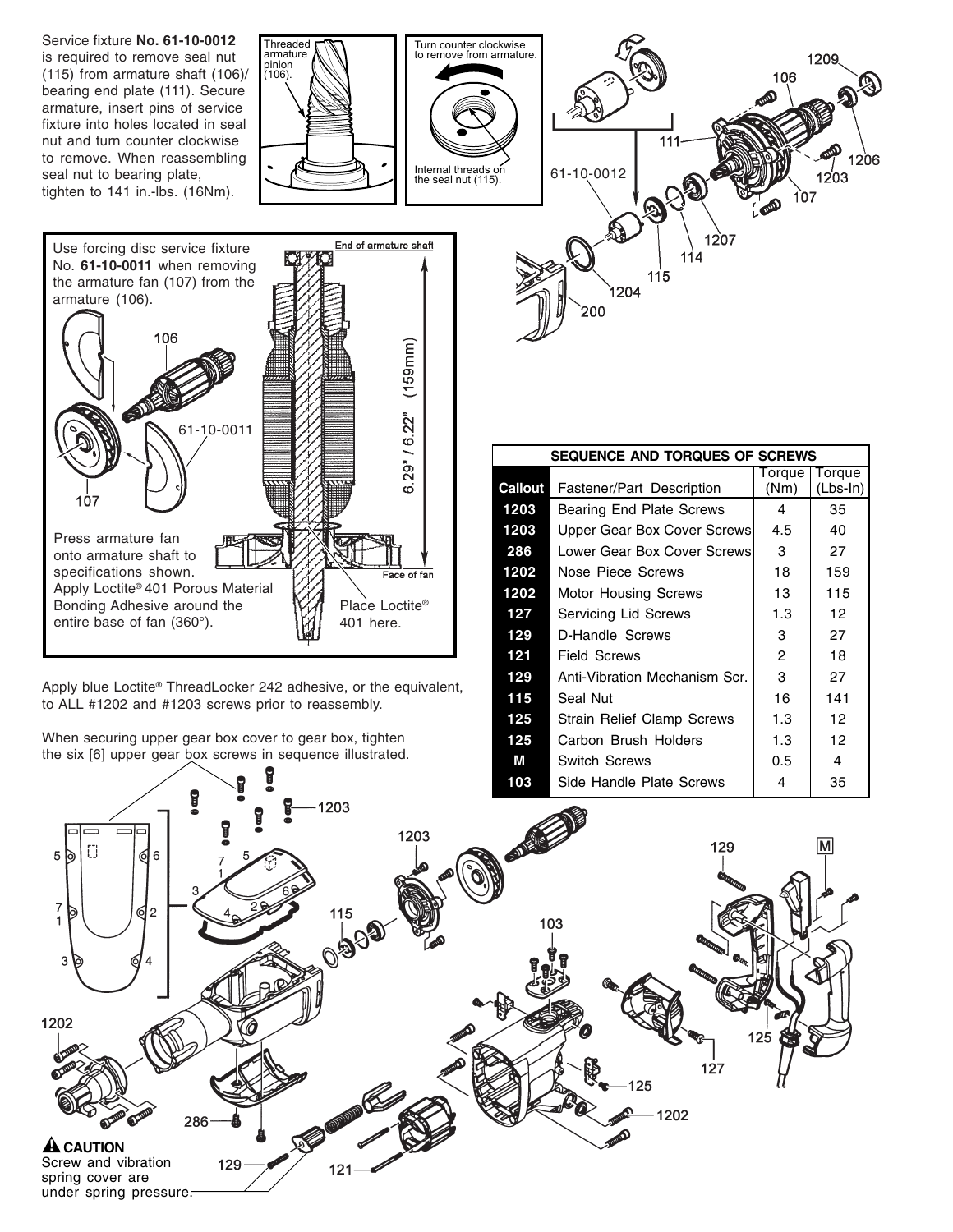Service fixture **No. 61-10-0012** is required to remove seal nut (115) from armature shaft (106)/ bearing end plate (111). Secure armature, insert pins of service fixture into holes located in seal nut and turn counter clockwise to remove. When reassembling seal nut to bearing plate, tighten to 141 in.-lbs. (16Nm).

Threaded armature pinion (106).

Turn counter clockwise to remove from armature.

Internal threads on the seal nut (115).

Use forcing disc service fixture No. **61-10-0011** when removing the armature fan (107) from the armature (106).

Press armature fan onto armature shaft to specifications shown. Apply Loctite® 401 Porous Material Bonding Adhesive around the entire base of fan (360°).

End of armature shaft

6.29" / 6.22" (159mm)

Face of fan

Place Loctite® 401 here.

Apply blue Loctite® ThreadLocker 242 adhesive, or the equivalent, to ALL #1202 and #1203 screws prior to reassembly.

When securing upper gear box cover to gear box, tighten the six [6] upper gear box screws in sequence illustrated.

| SEQUENCE AND TORQUES OF SCREWS | | | |
|---|---|---|---|
| Callout | Fastener/Part Description | Torque (Nm) | Torque (Lbs-In) |
| 1203 | Bearing End Plate Screws | 4 | 35 |
| 1203 | Upper Gear Box Cover Screws | 4.5 | 40 |
| 286 | Lower Gear Box Cover Screws | 3 | 27 |
| 1202 | Nose Piece Screws | 18 | 159 |
| 1202 | Motor Housing Screws | 13 | 115 |
| 127 | Servicing Lid Screws | 1.3 | 12 |
| 129 | D-Handle Screws | 3 | 27 |
| 121 | Field Screws | 2 | 18 |
| 129 | Anti-Vibration Mechanism Scr. | 3 | 27 |
| 115 | Seal Nut | 16 | 141 |
| 125 | Strain Relief Clamp Screws | 1.3 | 12 |
| 125 | Carbon Brush Holders | 1.3 | 12 |
| M | Switch Screws | 0.5 | 4 |
| 103 | Side Handle Plate Screws | 4 | 35 |

**⚠ CAUTION**
Screw and vibration spring cover are under spring pressure.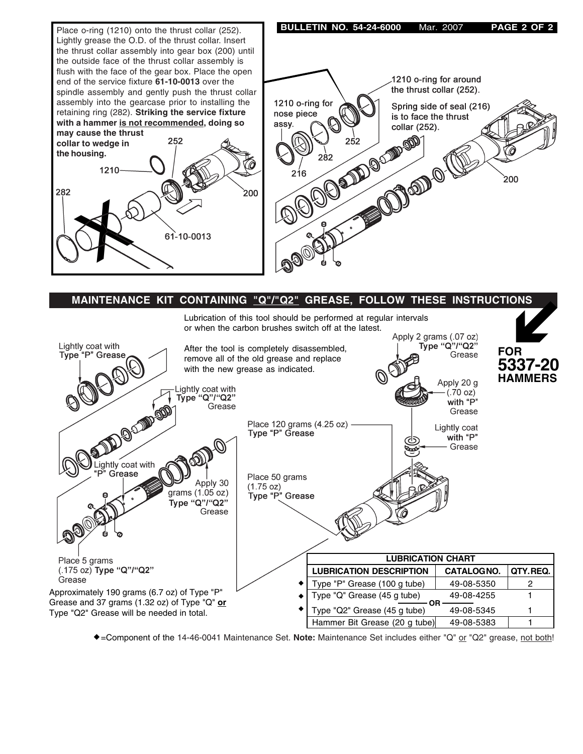Place o-ring (1210) onto the thrust collar (252). Lightly grease the O.D. of the thrust collar. Insert the thrust collar assembly into gear box (200) until the outside face of the thrust collar assembly is flush with the face of the gear box. Place the open end of the service fixture **61-10-0013** over the spindle assembly and gently push the thrust collar assembly into the gearcase prior to installing the retaining ring (282). **Striking the service fixture with a hammer <u>is not recommended</u>, doing so may cause the thrust collar to wedge in the housing.**

252

1210

282

200

61-10-0013

1210 o-ring for around the thrust collar (252).

1210 o-ring for nose piece assy.

Spring side of seal (216) is to face the thrust collar (252).

252

282

216

200

## MAINTENANCE KIT CONTAINING <u>"Q"/"Q2"</u> GREASE, FOLLOW THESE INSTRUCTIONS

**FOR 5337-20 HAMMERS**

Lubrication of this tool should be performed at regular intervals or when the carbon brushes switch off at the latest.

After the tool is completely disassembled, remove all of the old grease and replace with the new grease as indicated.

Lightly coat with **Type "P" Grease**

Lightly coat with **Type "Q"/"Q2"** Grease

Lightly coat with **"P" Grease**

Apply 30 grams (1.05 oz) **Type "Q"/"Q2"** Grease

Place 5 grams (.175 oz) **Type "Q"/"Q2"** Grease

Place 120 grams (4.25 oz) **Type "P" Grease**

Place 50 grams (1.75 oz) **Type "P" Grease**

Apply 2 grams (.07 oz) **Type "Q"/"Q2"** Grease

Apply 20 g (.70 oz) **with "P"** Grease

Lightly coat **with "P"** Grease

Approximately 190 grams (6.7 oz) of Type "P" Grease and 37 grams (1.32 oz) of Type "Q" **<u>or</u>** Type "Q2" Grease will be needed in total.

**LUBRICATION CHART**

| | LUBRICATION DESCRIPTION | CATALOG NO. | QTY. REQ. |
|---|---|---|---|
| ◆ | Type "P" Grease (100 g tube) | 49-08-5350 | 2 |
| ◆ | Type "Q" Grease (45 g tube) | 49-08-4255 | 1 |
| | OR | | |
| ◆ | Type "Q2" Grease (45 g tube) | 49-08-5345 | 1 |
| | Hammer Bit Grease (20 g tube) | 49-08-5383 | 1 |

◆=Component of the 14-46-0041 Maintenance Set. **Note:** Maintenance Set includes either "Q" <u>or</u> "Q2" grease, <u>not both</u>!